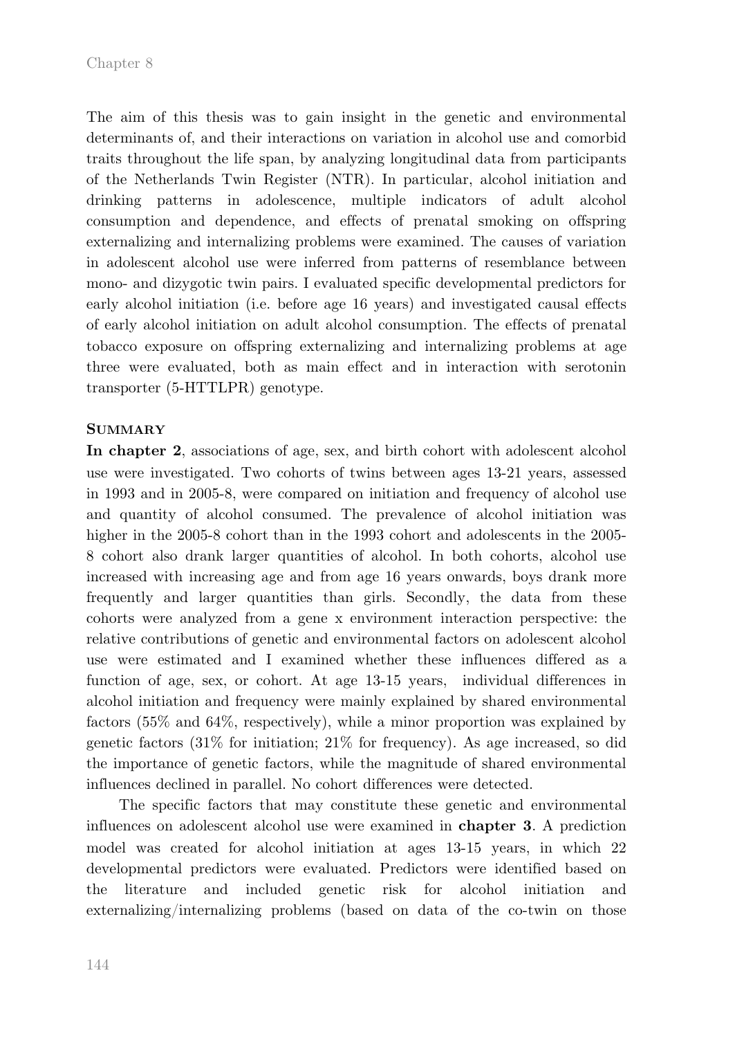The aim of this thesis was to gain insight in the genetic and environmental determinants of, and their interactions on variation in alcohol use and comorbid traits throughout the life span, by analyzing longitudinal data from participants of the Netherlands Twin Register (NTR). In particular, alcohol initiation and drinking patterns in adolescence, multiple indicators of adult alcohol consumption and dependence, and effects of prenatal smoking on offspring externalizing and internalizing problems were examined. The causes of variation in adolescent alcohol use were inferred from patterns of resemblance between mono- and dizygotic twin pairs. I evaluated specific developmental predictors for early alcohol initiation (i.e. before age 16 years) and investigated causal effects of early alcohol initiation on adult alcohol consumption. The effects of prenatal tobacco exposure on offspring externalizing and internalizing problems at age three were evaluated, both as main effect and in interaction with serotonin transporter (5-HTTLPR) genotype.

## SUMMARY

**In chapter 2**, associations of age, sex, and birth cohort with adolescent alcohol use were investigated. Two cohorts of twins between ages 13-21 years, assessed in 1993 and in 2005-8, were compared on initiation and frequency of alcohol use and quantity of alcohol consumed. The prevalence of alcohol initiation was higher in the 2005-8 cohort than in the 1993 cohort and adolescents in the 2005-8 cohort also drank larger quantities of alcohol. In both cohorts, alcohol use increased with increasing age and from age 16 years onwards, boys drank more frequently and larger quantities than girls. Secondly, the data from these cohorts were analyzed from a gene x environment interaction perspective: the relative contributions of genetic and environmental factors on adolescent alcohol use were estimated and I examined whether these influences differed as a function of age, sex, or cohort. At age 13-15 years, individual differences in alcohol initiation and frequency were mainly explained by shared environmental factors (55% and 64%, respectively), while a minor proportion was explained by genetic factors (31% for initiation; 21% for frequency). As age increased, so did the importance of genetic factors, while the magnitude of shared environmental influences declined in parallel. No cohort differences were detected.

The specific factors that may constitute these genetic and environmental influences on adolescent alcohol use were examined in **chapter 3**. A prediction model was created for alcohol initiation at ages 13-15 years, in which 22 developmental predictors were evaluated. Predictors were identified based on the literature and included genetic risk for alcohol initiation and externalizing/internalizing problems (based on data of the co-twin on those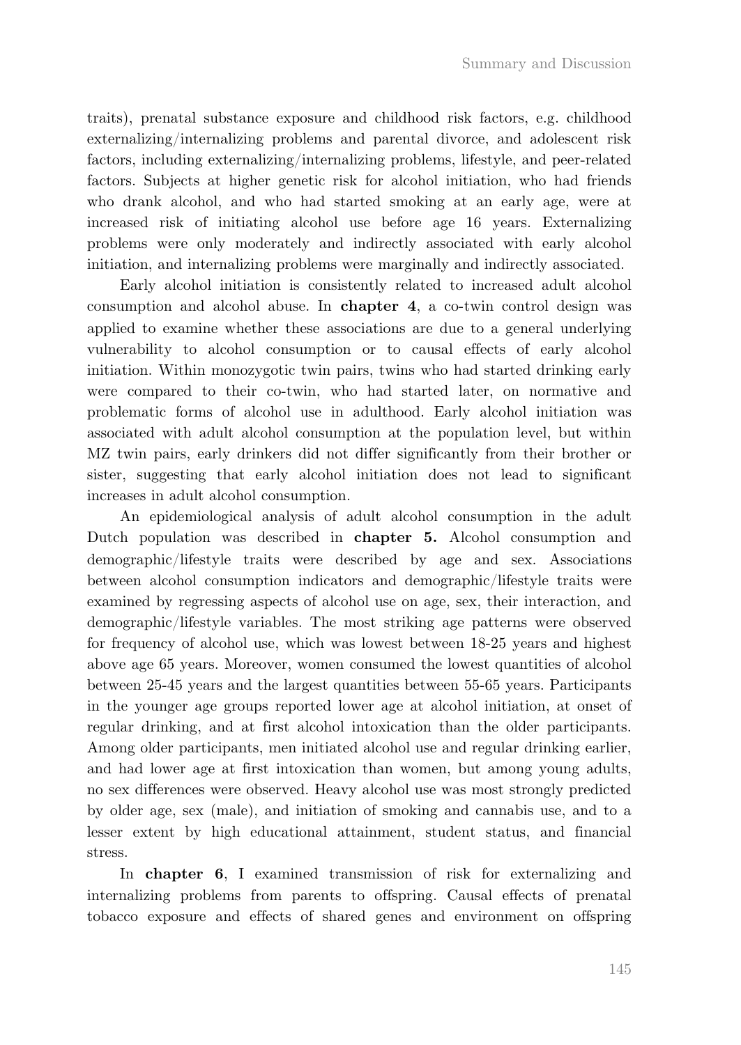traits), prenatal substance exposure and childhood risk factors, e.g. childhood externalizing/internalizing problems and parental divorce, and adolescent risk factors, including externalizing/internalizing problems, lifestyle, and peer-related factors. Subjects at higher genetic risk for alcohol initiation, who had friends who drank alcohol, and who had started smoking at an early age, were at increased risk of initiating alcohol use before age 16 years. Externalizing problems were only moderately and indirectly associated with early alcohol initiation, and internalizing problems were marginally and indirectly associated.

Early alcohol initiation is consistently related to increased adult alcohol consumption and alcohol abuse. In **chapter 4**, a co-twin control design was applied to examine whether these associations are due to a general underlying vulnerability to alcohol consumption or to causal effects of early alcohol initiation. Within monozygotic twin pairs, twins who had started drinking early were compared to their co-twin, who had started later, on normative and problematic forms of alcohol use in adulthood. Early alcohol initiation was associated with adult alcohol consumption at the population level, but within MZ twin pairs, early drinkers did not differ significantly from their brother or sister, suggesting that early alcohol initiation does not lead to significant increases in adult alcohol consumption.

An epidemiological analysis of adult alcohol consumption in the adult Dutch population was described in **chapter 5.** Alcohol consumption and demographic/lifestyle traits were described by age and sex. Associations between alcohol consumption indicators and demographic/lifestyle traits were examined by regressing aspects of alcohol use on age, sex, their interaction, and demographic/lifestyle variables. The most striking age patterns were observed for frequency of alcohol use, which was lowest between 18-25 years and highest above age 65 years. Moreover, women consumed the lowest quantities of alcohol between 25-45 years and the largest quantities between 55-65 years. Participants in the younger age groups reported lower age at alcohol initiation, at onset of regular drinking, and at first alcohol intoxication than the older participants. Among older participants, men initiated alcohol use and regular drinking earlier, and had lower age at first intoxication than women, but among young adults, no sex differences were observed. Heavy alcohol use was most strongly predicted by older age, sex (male), and initiation of smoking and cannabis use, and to a lesser extent by high educational attainment, student status, and financial stress.

In **chapter 6**, I examined transmission of risk for externalizing and internalizing problems from parents to offspring. Causal effects of prenatal tobacco exposure and effects of shared genes and environment on offspring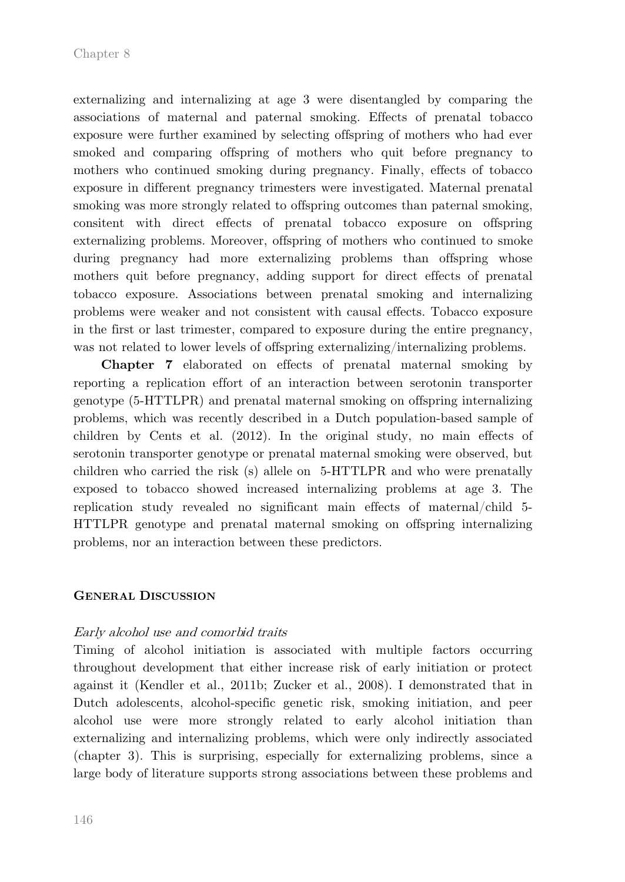externalizing and internalizing at age 3 were disentangled by comparing the associations of maternal and paternal smoking. Effects of prenatal tobacco exposure were further examined by selecting offspring of mothers who had ever smoked and comparing offspring of mothers who quit before pregnancy to mothers who continued smoking during pregnancy. Finally, effects of tobacco exposure in different pregnancy trimesters were investigated. Maternal prenatal smoking was more strongly related to offspring outcomes than paternal smoking, consitent with direct effects of prenatal tobacco exposure on offspring externalizing problems. Moreover, offspring of mothers who continued to smoke during pregnancy had more externalizing problems than offspring whose mothers quit before pregnancy, adding support for direct effects of prenatal tobacco exposure. Associations between prenatal smoking and internalizing problems were weaker and not consistent with causal effects. Tobacco exposure in the first or last trimester, compared to exposure during the entire pregnancy, was not related to lower levels of offspring externalizing/internalizing problems.

**Chapter 7** elaborated on effects of prenatal maternal smoking by reporting a replication effort of an interaction between serotonin transporter genotype (5-HTTLPR) and prenatal maternal smoking on offspring internalizing problems, which was recently described in a Dutch population-based sample of children by Cents et al. (2012). In the original study, no main effects of serotonin transporter genotype or prenatal maternal smoking were observed, but children who carried the risk (s) allele on 5-HTTLPR and who were prenatally exposed to tobacco showed increased internalizing problems at age 3. The replication study revealed no significant main effects of maternal/child 5-HTTLPR genotype and prenatal maternal smoking on offspring internalizing problems, nor an interaction between these predictors.

## General Discussion

### *Early alcohol use and comorbid traits*

Timing of alcohol initiation is associated with multiple factors occurring throughout development that either increase risk of early initiation or protect against it (Kendler et al., 2011b; Zucker et al., 2008). I demonstrated that in Dutch adolescents, alcohol-specific genetic risk, smoking initiation, and peer alcohol use were more strongly related to early alcohol initiation than externalizing and internalizing problems, which were only indirectly associated (chapter 3). This is surprising, especially for externalizing problems, since a large body of literature supports strong associations between these problems and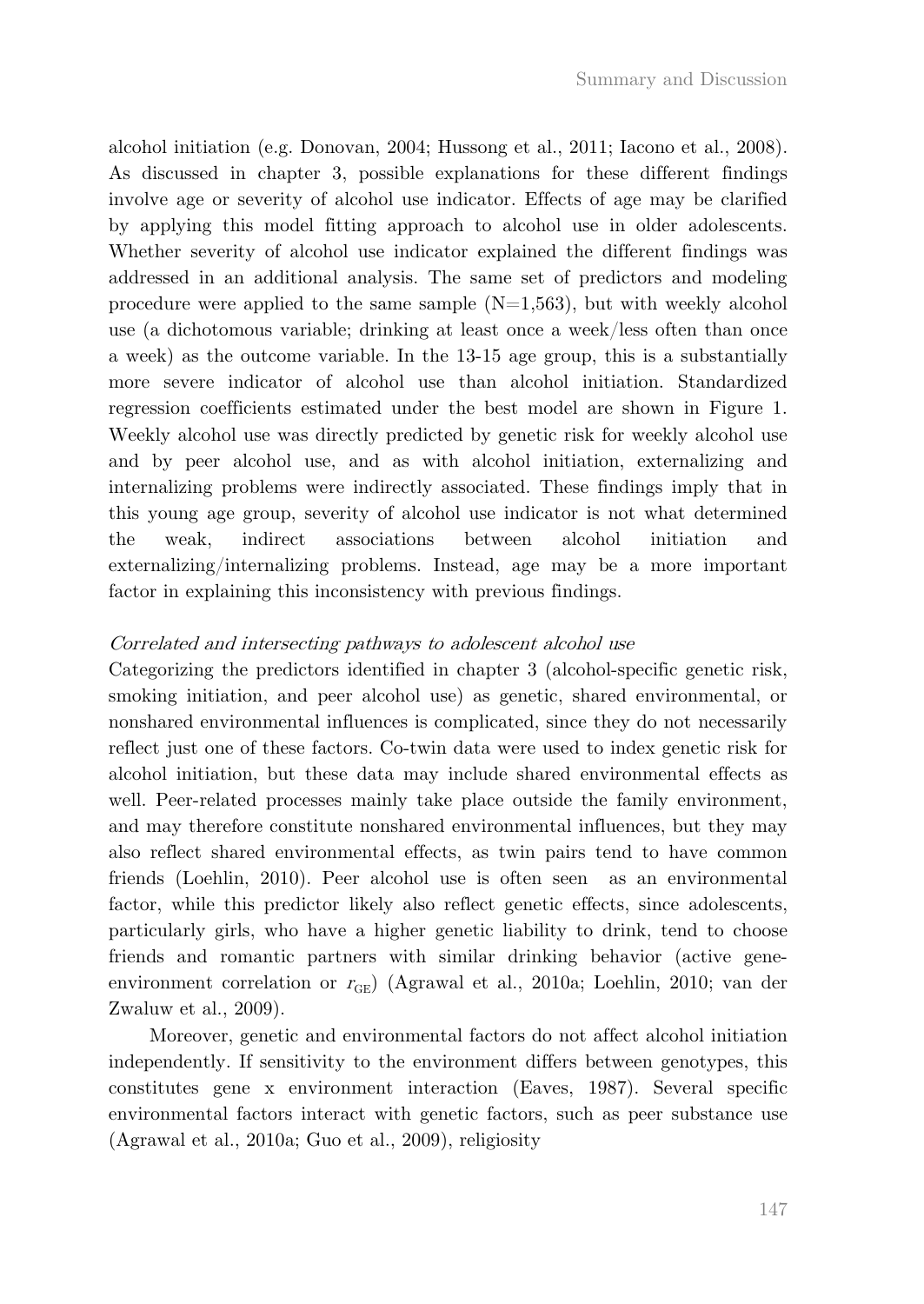alcohol initiation (e.g. Donovan, 2004; Hussong et al., 2011; Iacono et al., 2008). As discussed in chapter 3, possible explanations for these different findings involve age or severity of alcohol use indicator. Effects of age may be clarified by applying this model fitting approach to alcohol use in older adolescents. Whether severity of alcohol use indicator explained the different findings was addressed in an additional analysis. The same set of predictors and modeling procedure were applied to the same sample (N=1,563), but with weekly alcohol use (a dichotomous variable; drinking at least once a week/less often than once a week) as the outcome variable. In the 13-15 age group, this is a substantially more severe indicator of alcohol use than alcohol initiation. Standardized regression coefficients estimated under the best model are shown in Figure 1. Weekly alcohol use was directly predicted by genetic risk for weekly alcohol use and by peer alcohol use, and as with alcohol initiation, externalizing and internalizing problems were indirectly associated. These findings imply that in this young age group, severity of alcohol use indicator is not what determined the weak, indirect associations between alcohol initiation and externalizing/internalizing problems. Instead, age may be a more important factor in explaining this inconsistency with previous findings.

*Correlated and intersecting pathways to adolescent alcohol use*

Categorizing the predictors identified in chapter 3 (alcohol-specific genetic risk, smoking initiation, and peer alcohol use) as genetic, shared environmental, or nonshared environmental influences is complicated, since they do not necessarily reflect just one of these factors. Co-twin data were used to index genetic risk for alcohol initiation, but these data may include shared environmental effects as well. Peer-related processes mainly take place outside the family environment, and may therefore constitute nonshared environmental influences, but they may also reflect shared environmental effects, as twin pairs tend to have common friends (Loehlin, 2010). Peer alcohol use is often seen as an environmental factor, while this predictor likely also reflect genetic effects, since adolescents, particularly girls, who have a higher genetic liability to drink, tend to choose friends and romantic partners with similar drinking behavior (active gene-environment correlation or $r_{GE}$) (Agrawal et al., 2010a; Loehlin, 2010; van der Zwaluw et al., 2009).

Moreover, genetic and environmental factors do not affect alcohol initiation independently. If sensitivity to the environment differs between genotypes, this constitutes gene x environment interaction (Eaves, 1987). Several specific environmental factors interact with genetic factors, such as peer substance use (Agrawal et al., 2010a; Guo et al., 2009), religiosity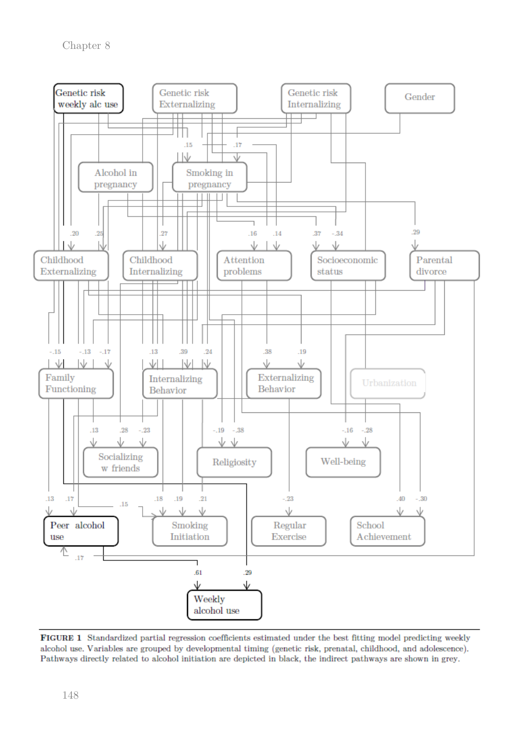Genetic risk weekly alc use

Genetic risk Externalizing

Genetic risk Internalizing

Gender

Alcohol in pregnancy

Smoking in pregnancy

Childhood Externalizing

Childhood Internalizing

Attention problems

Socioeconomic status

Parental divorce

Family Functioning

Internalizing Behavior

Externalizing Behavior

Urbanization

Socializing w friends

Religiosity

Well-being

Peer alcohol use

Smoking Initiation

Regular Exercise

School Achievement

Weekly alcohol use

**FIGURE 1** Standardized partial regression coefficients estimated under the best fitting model predicting weekly alcohol use. Variables are grouped by developmental timing (genetic risk, prenatal, childhood, and adolescence). Pathways directly related to alcohol initiation are depicted in black, the indirect pathways are shown in grey.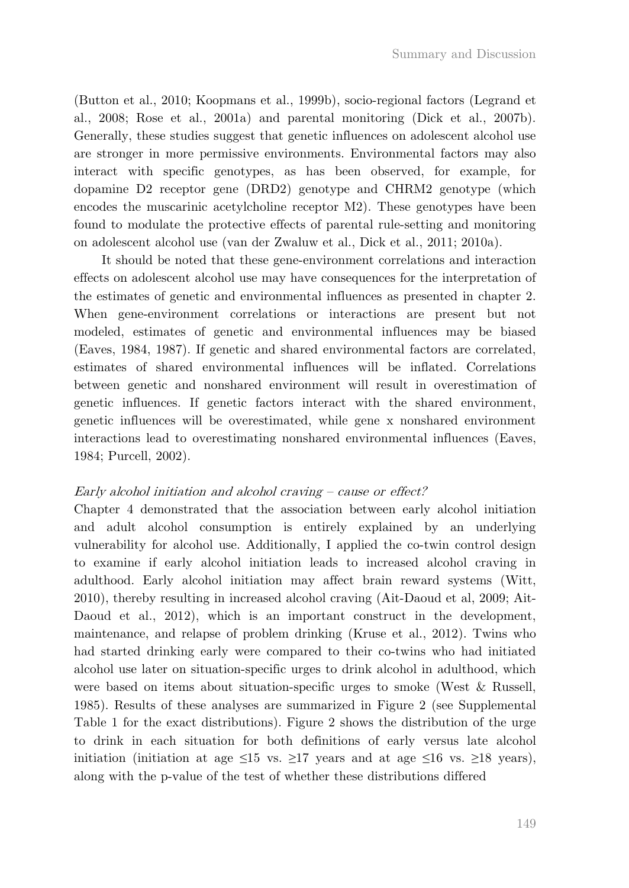(Button et al., 2010; Koopmans et al., 1999b), socio-regional factors (Legrand et al., 2008; Rose et al., 2001a) and parental monitoring (Dick et al., 2007b). Generally, these studies suggest that genetic influences on adolescent alcohol use are stronger in more permissive environments. Environmental factors may also interact with specific genotypes, as has been observed, for example, for dopamine D2 receptor gene (DRD2) genotype and CHRM2 genotype (which encodes the muscarinic acetylcholine receptor M2). These genotypes have been found to modulate the protective effects of parental rule-setting and monitoring on adolescent alcohol use (van der Zwaluw et al., Dick et al., 2011; 2010a).

It should be noted that these gene-environment correlations and interaction effects on adolescent alcohol use may have consequences for the interpretation of the estimates of genetic and environmental influences as presented in chapter 2. When gene-environment correlations or interactions are present but not modeled, estimates of genetic and environmental influences may be biased (Eaves, 1984, 1987). If genetic and shared environmental factors are correlated, estimates of shared environmental influences will be inflated. Correlations between genetic and nonshared environment will result in overestimation of genetic influences. If genetic factors interact with the shared environment, genetic influences will be overestimated, while gene x nonshared environment interactions lead to overestimating nonshared environmental influences (Eaves, 1984; Purcell, 2002).

*Early alcohol initiation and alcohol craving – cause or effect?*

Chapter 4 demonstrated that the association between early alcohol initiation and adult alcohol consumption is entirely explained by an underlying vulnerability for alcohol use. Additionally, I applied the co-twin control design to examine if early alcohol initiation leads to increased alcohol craving in adulthood. Early alcohol initiation may affect brain reward systems (Witt, 2010), thereby resulting in increased alcohol craving (Ait-Daoud et al, 2009; Ait-Daoud et al., 2012), which is an important construct in the development, maintenance, and relapse of problem drinking (Kruse et al., 2012). Twins who had started drinking early were compared to their co-twins who had initiated alcohol use later on situation-specific urges to drink alcohol in adulthood, which were based on items about situation-specific urges to smoke (West & Russell, 1985). Results of these analyses are summarized in Figure 2 (see Supplemental Table 1 for the exact distributions). Figure 2 shows the distribution of the urge to drink in each situation for both definitions of early versus late alcohol initiation (initiation at age ≤15 vs. ≥17 years and at age ≤16 vs. ≥18 years), along with the p-value of the test of whether these distributions differed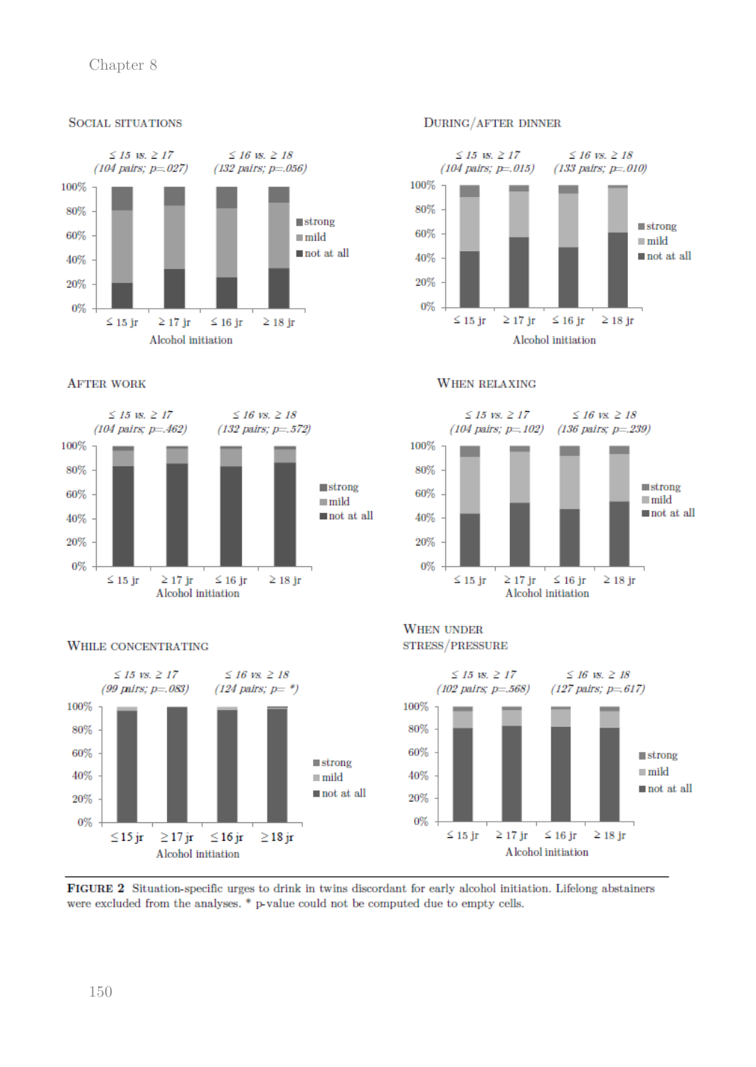FIGURE 2 Situation-specific urges to drink in twins discordant for early alcohol initiation. Lifelong abstainers were excluded from the analyses. * p-value could not be computed due to empty cells.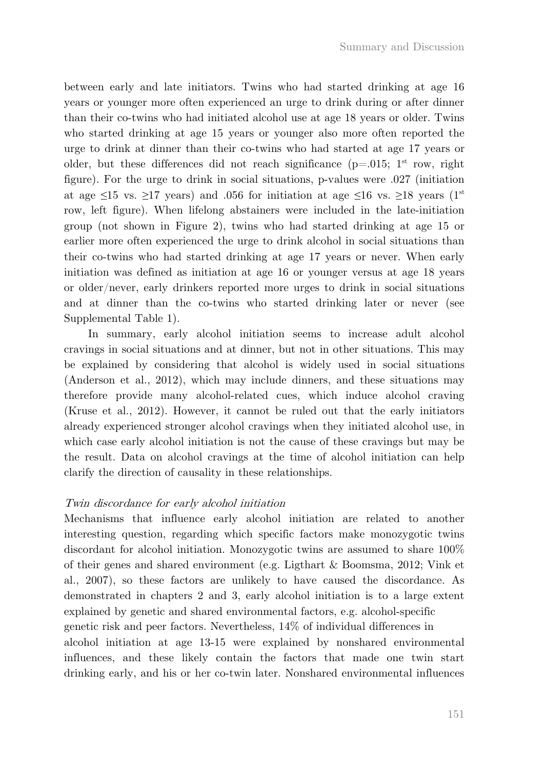between early and late initiators. Twins who had started drinking at age 16 years or younger more often experienced an urge to drink during or after dinner than their co-twins who had initiated alcohol use at age 18 years or older. Twins who started drinking at age 15 years or younger also more often reported the urge to drink at dinner than their co-twins who had started at age 17 years or older, but these differences did not reach significance ($p=.015$; 1st row, right figure). For the urge to drink in social situations, p-values were .027 (initiation at age ≤15 vs. ≥17 years) and .056 for initiation at age ≤16 vs. ≥18 years (1st row, left figure). When lifelong abstainers were included in the late-initiation group (not shown in Figure 2), twins who had started drinking at age 15 or earlier more often experienced the urge to drink alcohol in social situations than their co-twins who had started drinking at age 17 years or never. When early initiation was defined as initiation at age 16 or younger versus at age 18 years or older/never, early drinkers reported more urges to drink in social situations and at dinner than the co-twins who started drinking later or never (see Supplemental Table 1).

In summary, early alcohol initiation seems to increase adult alcohol cravings in social situations and at dinner, but not in other situations. This may be explained by considering that alcohol is widely used in social situations (Anderson et al., 2012), which may include dinners, and these situations may therefore provide many alcohol-related cues, which induce alcohol craving (Kruse et al., 2012). However, it cannot be ruled out that the early initiators already experienced stronger alcohol cravings when they initiated alcohol use, in which case early alcohol initiation is not the cause of these cravings but may be the result. Data on alcohol cravings at the time of alcohol initiation can help clarify the direction of causality in these relationships.

*Twin discordance for early alcohol initiation*

Mechanisms that influence early alcohol initiation are related to another interesting question, regarding which specific factors make monozygotic twins discordant for alcohol initiation. Monozygotic twins are assumed to share 100% of their genes and shared environment (e.g. Ligthart & Boomsma, 2012; Vink et al., 2007), so these factors are unlikely to have caused the discordance. As demonstrated in chapters 2 and 3, early alcohol initiation is to a large extent explained by genetic and shared environmental factors, e.g. alcohol-specific genetic risk and peer factors. Nevertheless, 14% of individual differences in alcohol initiation at age 13-15 were explained by nonshared environmental influences, and these likely contain the factors that made one twin start drinking early, and his or her co-twin later. Nonshared environmental influences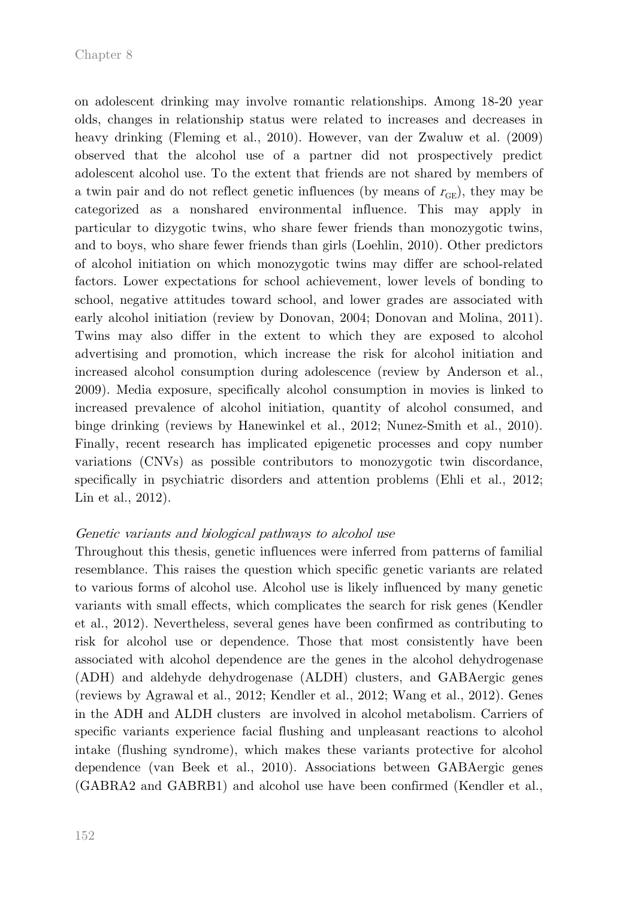on adolescent drinking may involve romantic relationships. Among 18-20 year olds, changes in relationship status were related to increases and decreases in heavy drinking (Fleming et al., 2010). However, van der Zwaluw et al. (2009) observed that the alcohol use of a partner did not prospectively predict adolescent alcohol use. To the extent that friends are not shared by members of a twin pair and do not reflect genetic influences (by means of $r_{GE}$), they may be categorized as a nonshared environmental influence. This may apply in particular to dizygotic twins, who share fewer friends than monozygotic twins, and to boys, who share fewer friends than girls (Loehlin, 2010). Other predictors of alcohol initiation on which monozygotic twins may differ are school-related factors. Lower expectations for school achievement, lower levels of bonding to school, negative attitudes toward school, and lower grades are associated with early alcohol initiation (review by Donovan, 2004; Donovan and Molina, 2011). Twins may also differ in the extent to which they are exposed to alcohol advertising and promotion, which increase the risk for alcohol initiation and increased alcohol consumption during adolescence (review by Anderson et al., 2009). Media exposure, specifically alcohol consumption in movies is linked to increased prevalence of alcohol initiation, quantity of alcohol consumed, and binge drinking (reviews by Hanewinkel et al., 2012; Nunez-Smith et al., 2010). Finally, recent research has implicated epigenetic processes and copy number variations (CNVs) as possible contributors to monozygotic twin discordance, specifically in psychiatric disorders and attention problems (Ehli et al., 2012; Lin et al., 2012).

*Genetic variants and biological pathways to alcohol use*

Throughout this thesis, genetic influences were inferred from patterns of familial resemblance. This raises the question which specific genetic variants are related to various forms of alcohol use. Alcohol use is likely influenced by many genetic variants with small effects, which complicates the search for risk genes (Kendler et al., 2012). Nevertheless, several genes have been confirmed as contributing to risk for alcohol use or dependence. Those that most consistently have been associated with alcohol dependence are the genes in the alcohol dehydrogenase (ADH) and aldehyde dehydrogenase (ALDH) clusters, and GABAergic genes (reviews by Agrawal et al., 2012; Kendler et al., 2012; Wang et al., 2012). Genes in the ADH and ALDH clusters are involved in alcohol metabolism. Carriers of specific variants experience facial flushing and unpleasant reactions to alcohol intake (flushing syndrome), which makes these variants protective for alcohol dependence (van Beek et al., 2010). Associations between GABAergic genes (GABRA2 and GABRB1) and alcohol use have been confirmed (Kendler et al.,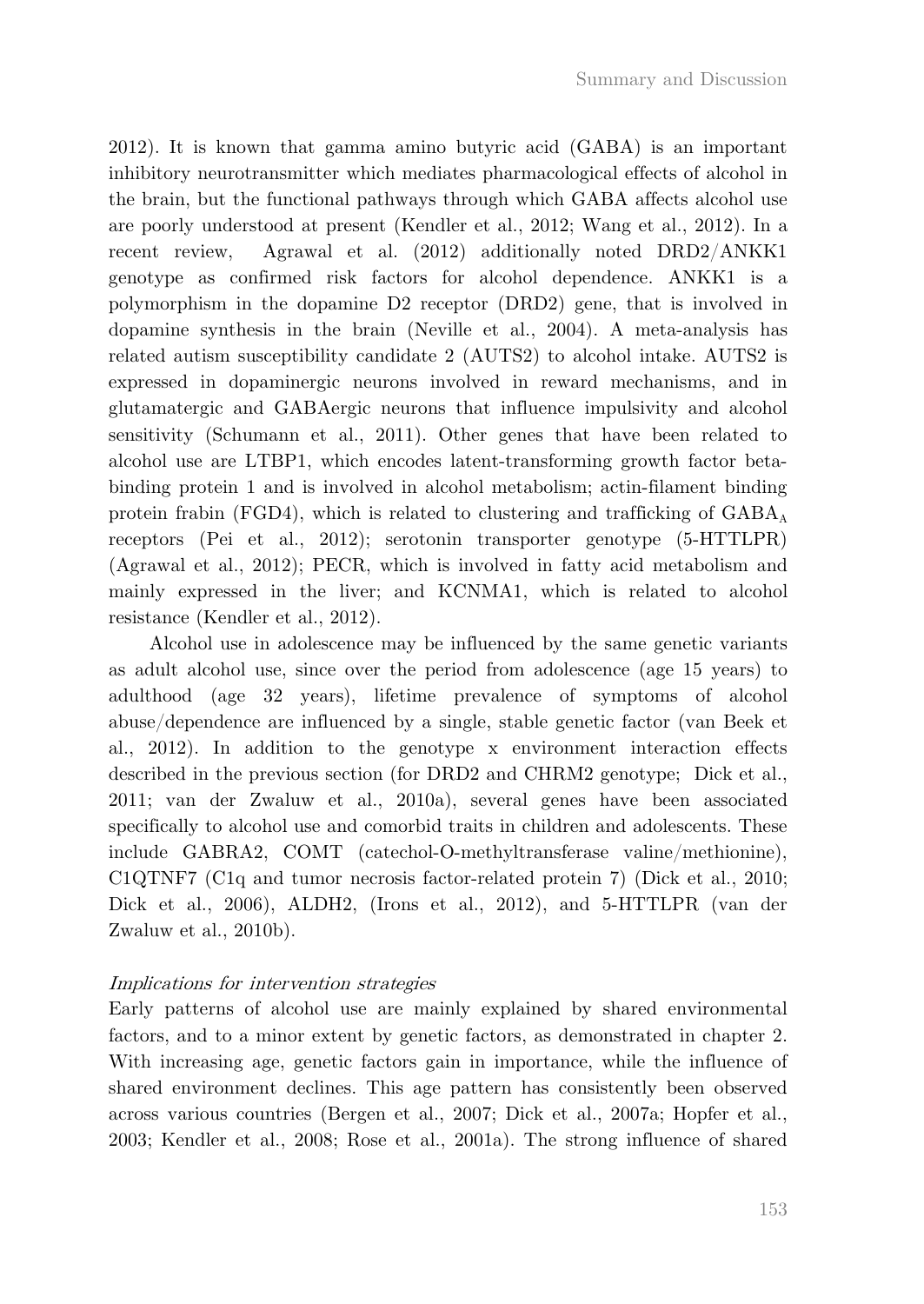2012). It is known that gamma amino butyric acid (GABA) is an important inhibitory neurotransmitter which mediates pharmacological effects of alcohol in the brain, but the functional pathways through which GABA affects alcohol use are poorly understood at present (Kendler et al., 2012; Wang et al., 2012). In a recent review, Agrawal et al. (2012) additionally noted DRD2/ANKK1 genotype as confirmed risk factors for alcohol dependence. ANKK1 is a polymorphism in the dopamine D2 receptor (DRD2) gene, that is involved in dopamine synthesis in the brain (Neville et al., 2004). A meta-analysis has related autism susceptibility candidate 2 (AUTS2) to alcohol intake. AUTS2 is expressed in dopaminergic neurons involved in reward mechanisms, and in glutamatergic and GABAergic neurons that influence impulsivity and alcohol sensitivity (Schumann et al., 2011). Other genes that have been related to alcohol use are LTBP1, which encodes latent-transforming growth factor beta-binding protein 1 and is involved in alcohol metabolism; actin-filament binding protein frabin (FGD4), which is related to clustering and trafficking of $GABA_A$ receptors (Pei et al., 2012); serotonin transporter genotype (5-HTTLPR) (Agrawal et al., 2012); PECR, which is involved in fatty acid metabolism and mainly expressed in the liver; and KCNMA1, which is related to alcohol resistance (Kendler et al., 2012).

Alcohol use in adolescence may be influenced by the same genetic variants as adult alcohol use, since over the period from adolescence (age 15 years) to adulthood (age 32 years), lifetime prevalence of symptoms of alcohol abuse/dependence are influenced by a single, stable genetic factor (van Beek et al., 2012). In addition to the genotype x environment interaction effects described in the previous section (for DRD2 and CHRM2 genotype; Dick et al., 2011; van der Zwaluw et al., 2010a), several genes have been associated specifically to alcohol use and comorbid traits in children and adolescents. These include GABRA2, COMT (catechol-O-methyltransferase valine/methionine), C1QTNF7 (C1q and tumor necrosis factor-related protein 7) (Dick et al., 2010; Dick et al., 2006), ALDH2, (Irons et al., 2012), and 5-HTTLPR (van der Zwaluw et al., 2010b).

*Implications for intervention strategies*

Early patterns of alcohol use are mainly explained by shared environmental factors, and to a minor extent by genetic factors, as demonstrated in chapter 2. With increasing age, genetic factors gain in importance, while the influence of shared environment declines. This age pattern has consistently been observed across various countries (Bergen et al., 2007; Dick et al., 2007a; Hopfer et al., 2003; Kendler et al., 2008; Rose et al., 2001a). The strong influence of shared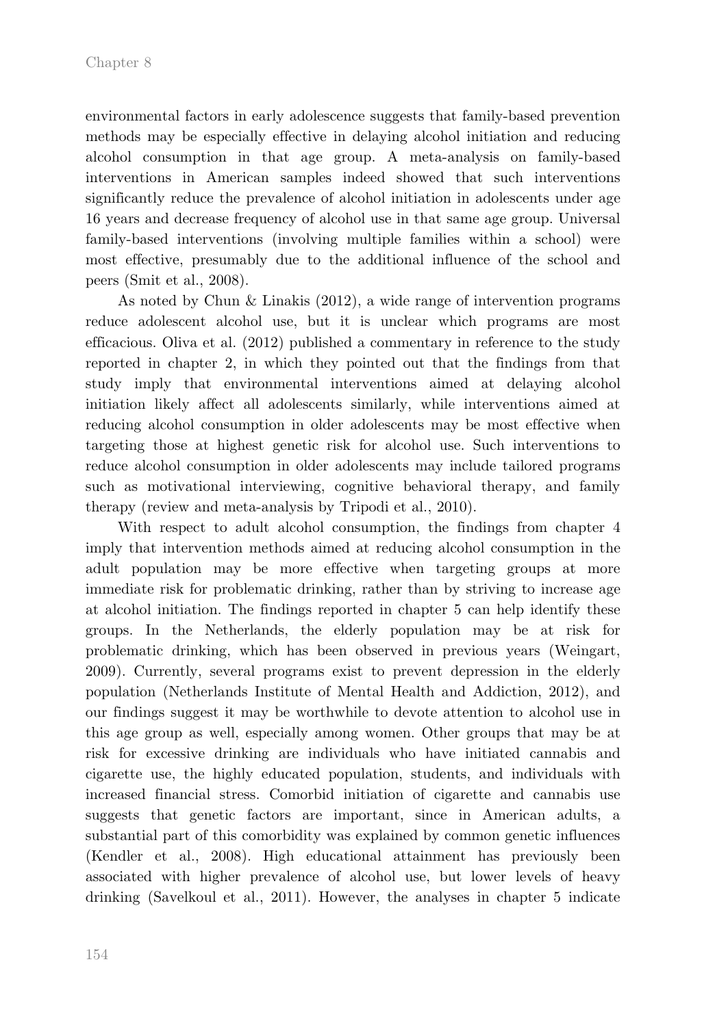environmental factors in early adolescence suggests that family-based prevention methods may be especially effective in delaying alcohol initiation and reducing alcohol consumption in that age group. A meta-analysis on family-based interventions in American samples indeed showed that such interventions significantly reduce the prevalence of alcohol initiation in adolescents under age 16 years and decrease frequency of alcohol use in that same age group. Universal family-based interventions (involving multiple families within a school) were most effective, presumably due to the additional influence of the school and peers (Smit et al., 2008).

As noted by Chun & Linakis (2012), a wide range of intervention programs reduce adolescent alcohol use, but it is unclear which programs are most efficacious. Oliva et al. (2012) published a commentary in reference to the study reported in chapter 2, in which they pointed out that the findings from that study imply that environmental interventions aimed at delaying alcohol initiation likely affect all adolescents similarly, while interventions aimed at reducing alcohol consumption in older adolescents may be most effective when targeting those at highest genetic risk for alcohol use. Such interventions to reduce alcohol consumption in older adolescents may include tailored programs such as motivational interviewing, cognitive behavioral therapy, and family therapy (review and meta-analysis by Tripodi et al., 2010).

With respect to adult alcohol consumption, the findings from chapter 4 imply that intervention methods aimed at reducing alcohol consumption in the adult population may be more effective when targeting groups at more immediate risk for problematic drinking, rather than by striving to increase age at alcohol initiation. The findings reported in chapter 5 can help identify these groups. In the Netherlands, the elderly population may be at risk for problematic drinking, which has been observed in previous years (Weingart, 2009). Currently, several programs exist to prevent depression in the elderly population (Netherlands Institute of Mental Health and Addiction, 2012), and our findings suggest it may be worthwhile to devote attention to alcohol use in this age group as well, especially among women. Other groups that may be at risk for excessive drinking are individuals who have initiated cannabis and cigarette use, the highly educated population, students, and individuals with increased financial stress. Comorbid initiation of cigarette and cannabis use suggests that genetic factors are important, since in American adults, a substantial part of this comorbidity was explained by common genetic influences (Kendler et al., 2008). High educational attainment has previously been associated with higher prevalence of alcohol use, but lower levels of heavy drinking (Savelkoul et al., 2011). However, the analyses in chapter 5 indicate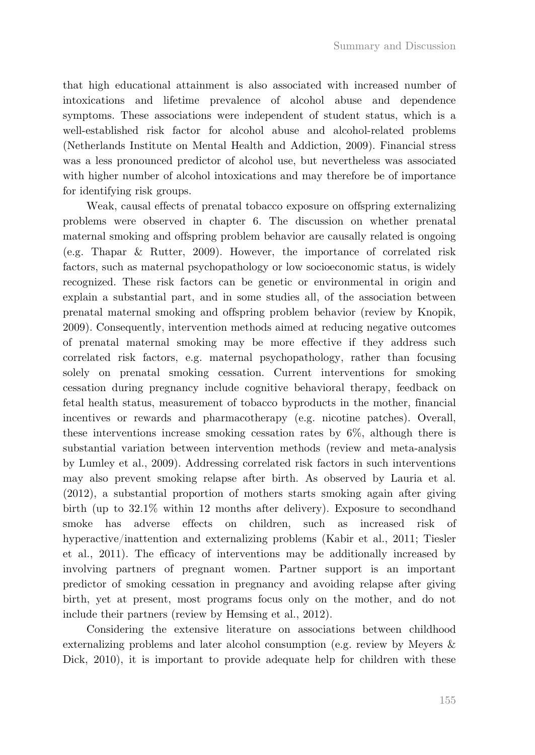that high educational attainment is also associated with increased number of intoxications and lifetime prevalence of alcohol abuse and dependence symptoms. These associations were independent of student status, which is a well-established risk factor for alcohol abuse and alcohol-related problems (Netherlands Institute on Mental Health and Addiction, 2009). Financial stress was a less pronounced predictor of alcohol use, but nevertheless was associated with higher number of alcohol intoxications and may therefore be of importance for identifying risk groups.

Weak, causal effects of prenatal tobacco exposure on offspring externalizing problems were observed in chapter 6. The discussion on whether prenatal maternal smoking and offspring problem behavior are causally related is ongoing (e.g. Thapar & Rutter, 2009). However, the importance of correlated risk factors, such as maternal psychopathology or low socioeconomic status, is widely recognized. These risk factors can be genetic or environmental in origin and explain a substantial part, and in some studies all, of the association between prenatal maternal smoking and offspring problem behavior (review by Knopik, 2009). Consequently, intervention methods aimed at reducing negative outcomes of prenatal maternal smoking may be more effective if they address such correlated risk factors, e.g. maternal psychopathology, rather than focusing solely on prenatal smoking cessation. Current interventions for smoking cessation during pregnancy include cognitive behavioral therapy, feedback on fetal health status, measurement of tobacco byproducts in the mother, financial incentives or rewards and pharmacotherapy (e.g. nicotine patches). Overall, these interventions increase smoking cessation rates by 6%, although there is substantial variation between intervention methods (review and meta-analysis by Lumley et al., 2009). Addressing correlated risk factors in such interventions may also prevent smoking relapse after birth. As observed by Lauria et al. (2012), a substantial proportion of mothers starts smoking again after giving birth (up to 32.1% within 12 months after delivery). Exposure to secondhand smoke has adverse effects on children, such as increased risk of hyperactive/inattention and externalizing problems (Kabir et al., 2011; Tiesler et al., 2011). The efficacy of interventions may be additionally increased by involving partners of pregnant women. Partner support is an important predictor of smoking cessation in pregnancy and avoiding relapse after giving birth, yet at present, most programs focus only on the mother, and do not include their partners (review by Hemsing et al., 2012).

Considering the extensive literature on associations between childhood externalizing problems and later alcohol consumption (e.g. review by Meyers & Dick, 2010), it is important to provide adequate help for children with these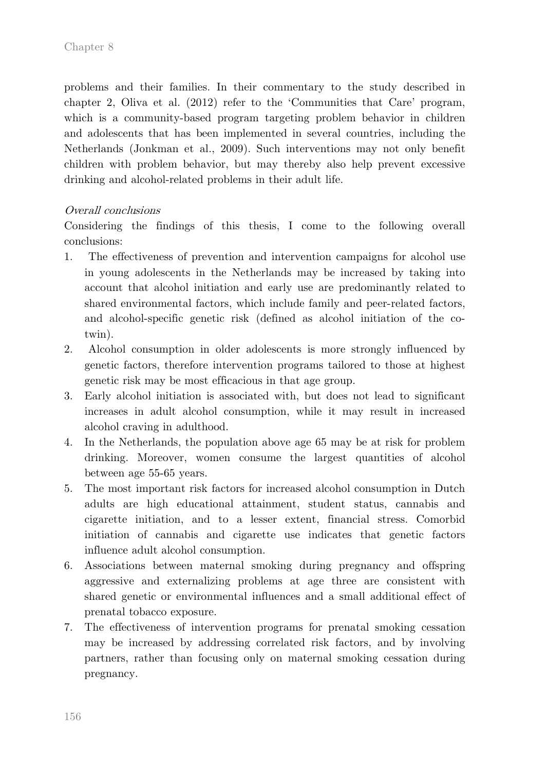problems and their families. In their commentary to the study described in chapter 2, Oliva et al. (2012) refer to the 'Communities that Care' program, which is a community-based program targeting problem behavior in children and adolescents that has been implemented in several countries, including the Netherlands (Jonkman et al., 2009). Such interventions may not only benefit children with problem behavior, but may thereby also help prevent excessive drinking and alcohol-related problems in their adult life.

*Overall conclusions*

Considering the findings of this thesis, I come to the following overall conclusions:

1. The effectiveness of prevention and intervention campaigns for alcohol use in young adolescents in the Netherlands may be increased by taking into account that alcohol initiation and early use are predominantly related to shared environmental factors, which include family and peer-related factors, and alcohol-specific genetic risk (defined as alcohol initiation of the co-twin).
2. Alcohol consumption in older adolescents is more strongly influenced by genetic factors, therefore intervention programs tailored to those at highest genetic risk may be most efficacious in that age group.
3. Early alcohol initiation is associated with, but does not lead to significant increases in adult alcohol consumption, while it may result in increased alcohol craving in adulthood.
4. In the Netherlands, the population above age 65 may be at risk for problem drinking. Moreover, women consume the largest quantities of alcohol between age 55-65 years.
5. The most important risk factors for increased alcohol consumption in Dutch adults are high educational attainment, student status, cannabis and cigarette initiation, and to a lesser extent, financial stress. Comorbid initiation of cannabis and cigarette use indicates that genetic factors influence adult alcohol consumption.
6. Associations between maternal smoking during pregnancy and offspring aggressive and externalizing problems at age three are consistent with shared genetic or environmental influences and a small additional effect of prenatal tobacco exposure.
7. The effectiveness of intervention programs for prenatal smoking cessation may be increased by addressing correlated risk factors, and by involving partners, rather than focusing only on maternal smoking cessation during pregnancy.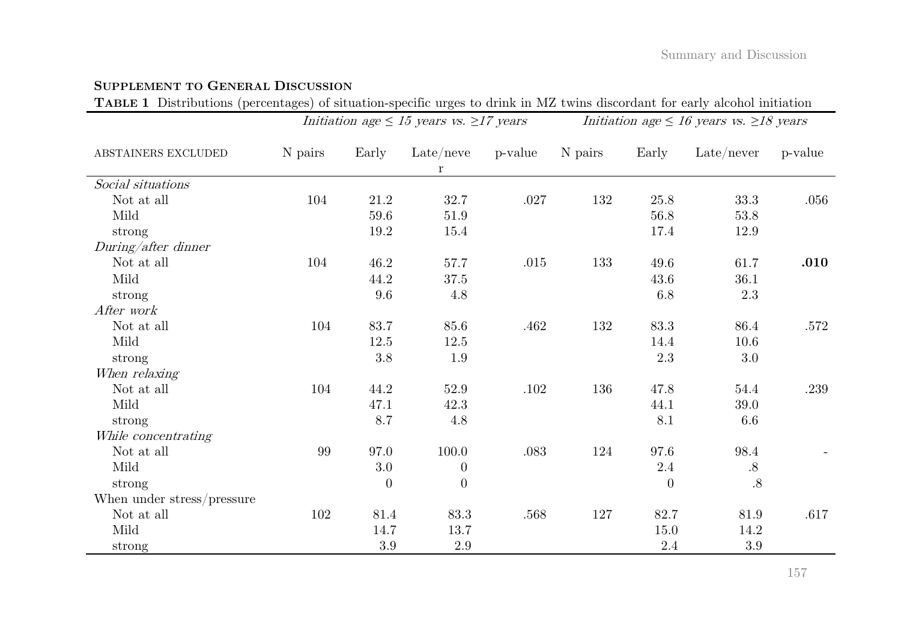## Supplement to General Discussion

**Table 1** Distributions (percentages) of situation-specific urges to drink in MZ twins discordant for early alcohol initiation

| | *Initiation age ≤ 15 years vs. ≥17 years* | | | | *Initiation age ≤ 16 years vs. ≥18 years* | | | |
|---|---|---|---|---|---|---|---|---|
| ABSTAINERS EXCLUDED | N pairs | Early | Late/never | p-value | N pairs | Early | Late/never | p-value |
| *Social situations* | | | | | | | | |
| Not at all | 104 | 21.2 | 32.7 | .027 | 132 | 25.8 | 33.3 | .056 |
| Mild | | 59.6 | 51.9 | | | 56.8 | 53.8 | |
| strong | | 19.2 | 15.4 | | | 17.4 | 12.9 | |
| *During/after dinner* | | | | | | | | |
| Not at all | 104 | 46.2 | 57.7 | .015 | 133 | 49.6 | 61.7 | **.010** |
| Mild | | 44.2 | 37.5 | | | 43.6 | 36.1 | |
| strong | | 9.6 | 4.8 | | | 6.8 | 2.3 | |
| *After work* | | | | | | | | |
| Not at all | 104 | 83.7 | 85.6 | .462 | 132 | 83.3 | 86.4 | .572 |
| Mild | | 12.5 | 12.5 | | | 14.4 | 10.6 | |
| strong | | 3.8 | 1.9 | | | 2.3 | 3.0 | |
| *When relaxing* | | | | | | | | |
| Not at all | 104 | 44.2 | 52.9 | .102 | 136 | 47.8 | 54.4 | .239 |
| Mild | | 47.1 | 42.3 | | | 44.1 | 39.0 | |
| strong | | 8.7 | 4.8 | | | 8.1 | 6.6 | |
| *While concentrating* | | | | | | | | |
| Not at all | 99 | 97.0 | 100.0 | .083 | 124 | 97.6 | 98.4 | - |
| Mild | | 3.0 | 0 | | | 2.4 | .8 | |
| strong | | 0 | 0 | | | 0 | .8 | |
| When under stress/pressure | | | | | | | | |
| Not at all | 102 | 81.4 | 83.3 | .568 | 127 | 82.7 | 81.9 | .617 |
| Mild | | 14.7 | 13.7 | | | 15.0 | 14.2 | |
| strong | | 3.9 | 2.9 | | | 2.4 | 3.9 | |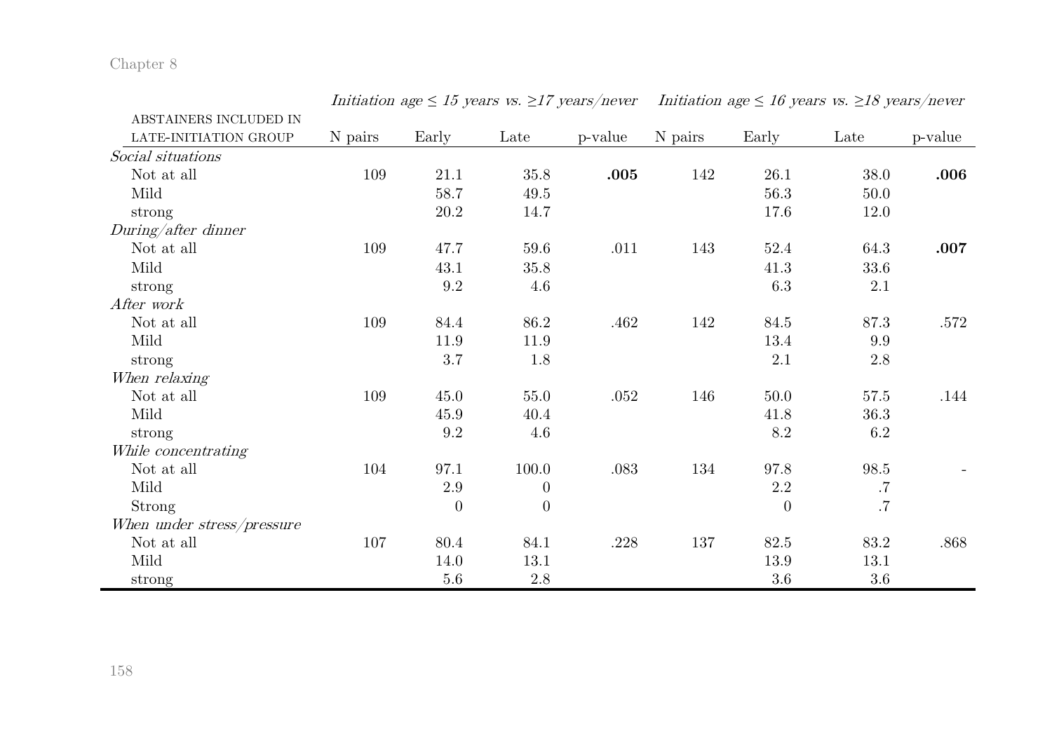| ABSTAINERS INCLUDED IN LATE-INITIATION GROUP | *Initiation age ≤ 15 years vs. ≥17 years/never* | | | | *Initiation age ≤ 16 years vs. ≥18 years/never* | | | |
|---|---|---|---|---|---|---|---|---|
| | N pairs | Early | Late | p-value | N pairs | Early | Late | p-value |
| *Social situations* | | | | | | | | |
| Not at all | 109 | 21.1 | 35.8 | **.005** | 142 | 26.1 | 38.0 | **.006** |
| Mild | | 58.7 | 49.5 | | | 56.3 | 50.0 | |
| strong | | 20.2 | 14.7 | | | 17.6 | 12.0 | |
| *During/after dinner* | | | | | | | | |
| Not at all | 109 | 47.7 | 59.6 | .011 | 143 | 52.4 | 64.3 | **.007** |
| Mild | | 43.1 | 35.8 | | | 41.3 | 33.6 | |
| strong | | 9.2 | 4.6 | | | 6.3 | 2.1 | |
| *After work* | | | | | | | | |
| Not at all | 109 | 84.4 | 86.2 | .462 | 142 | 84.5 | 87.3 | .572 |
| Mild | | 11.9 | 11.9 | | | 13.4 | 9.9 | |
| strong | | 3.7 | 1.8 | | | 2.1 | 2.8 | |
| *When relaxing* | | | | | | | | |
| Not at all | 109 | 45.0 | 55.0 | .052 | 146 | 50.0 | 57.5 | .144 |
| Mild | | 45.9 | 40.4 | | | 41.8 | 36.3 | |
| strong | | 9.2 | 4.6 | | | 8.2 | 6.2 | |
| *While concentrating* | | | | | | | | |
| Not at all | 104 | 97.1 | 100.0 | .083 | 134 | 97.8 | 98.5 | - |
| Mild | | 2.9 | 0 | | | 2.2 | .7 | |
| Strong | | 0 | 0 | | | 0 | .7 | |
| *When under stress/pressure* | | | | | | | | |
| Not at all | 107 | 80.4 | 84.1 | .228 | 137 | 82.5 | 83.2 | .868 |
| Mild | | 14.0 | 13.1 | | | 13.9 | 13.1 | |
| strong | | 5.6 | 2.8 | | | 3.6 | 3.6 | |